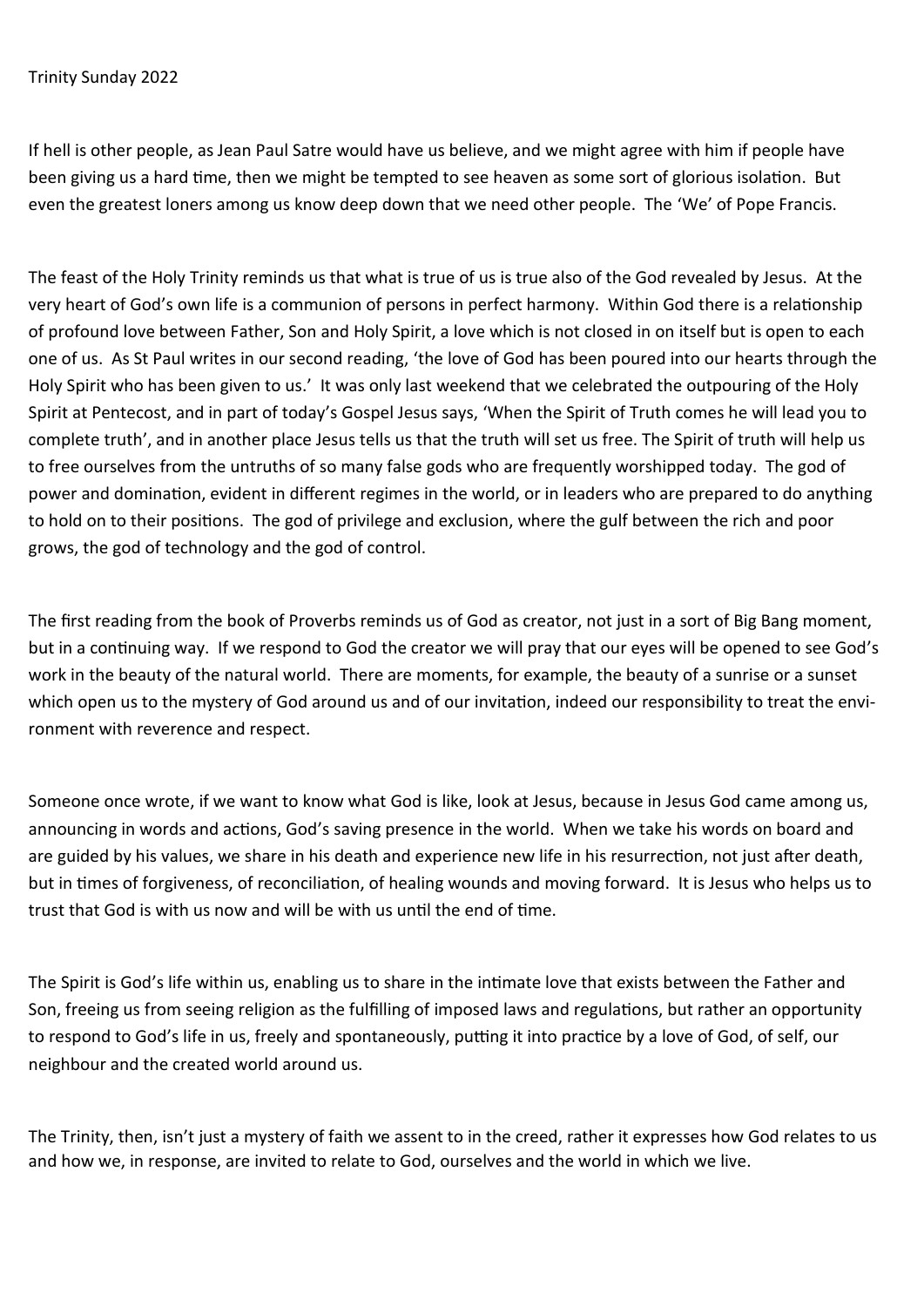Trinity Sunday 2022

If hell is other people, as Jean Paul Satre would have us believe, and we might agree with him if people have been giving us a hard time, then we might be tempted to see heaven as some sort of glorious isolation. But even the greatest loners among us know deep down that we need other people. The 'We' of Pope Francis.

The feast of the Holy Trinity reminds us that what is true of us is true also of the God revealed by Jesus. At the very heart of God's own life is a communion of persons in perfect harmony. Within God there is a relationship of profound love between Father, Son and Holy Spirit, a love which is not closed in on itself but is open to each one of us. As St Paul writes in our second reading, 'the love of God has been poured into our hearts through the Holy Spirit who has been given to us.' It was only last weekend that we celebrated the outpouring of the Holy Spirit at Pentecost, and in part of today's Gospel Jesus says, 'When the Spirit of Truth comes he will lead you to complete truth', and in another place Jesus tells us that the truth will set us free. The Spirit of truth will help us to free ourselves from the untruths of so many false gods who are frequently worshipped today. The god of power and domination, evident in different regimes in the world, or in leaders who are prepared to do anything to hold on to their positions. The god of privilege and exclusion, where the gulf between the rich and poor grows, the god of technology and the god of control.

The first reading from the book of Proverbs reminds us of God as creator, not just in a sort of Big Bang moment, but in a continuing way. If we respond to God the creator we will pray that our eyes will be opened to see God's work in the beauty of the natural world. There are moments, for example, the beauty of a sunrise or a sunset which open us to the mystery of God around us and of our invitation, indeed our responsibility to treat the environment with reverence and respect.

Someone once wrote, if we want to know what God is like, look at Jesus, because in Jesus God came among us, announcing in words and actions, God's saving presence in the world. When we take his words on board and are guided by his values, we share in his death and experience new life in his resurrection, not just after death, but in times of forgiveness, of reconciliation, of healing wounds and moving forward. It is Jesus who helps us to trust that God is with us now and will be with us until the end of time.

The Spirit is God's life within us, enabling us to share in the intimate love that exists between the Father and Son, freeing us from seeing religion as the fulfilling of imposed laws and regulations, but rather an opportunity to respond to God's life in us, freely and spontaneously, putting it into practice by a love of God, of self, our neighbour and the created world around us.

The Trinity, then, isn't just a mystery of faith we assent to in the creed, rather it expresses how God relates to us and how we, in response, are invited to relate to God, ourselves and the world in which we live.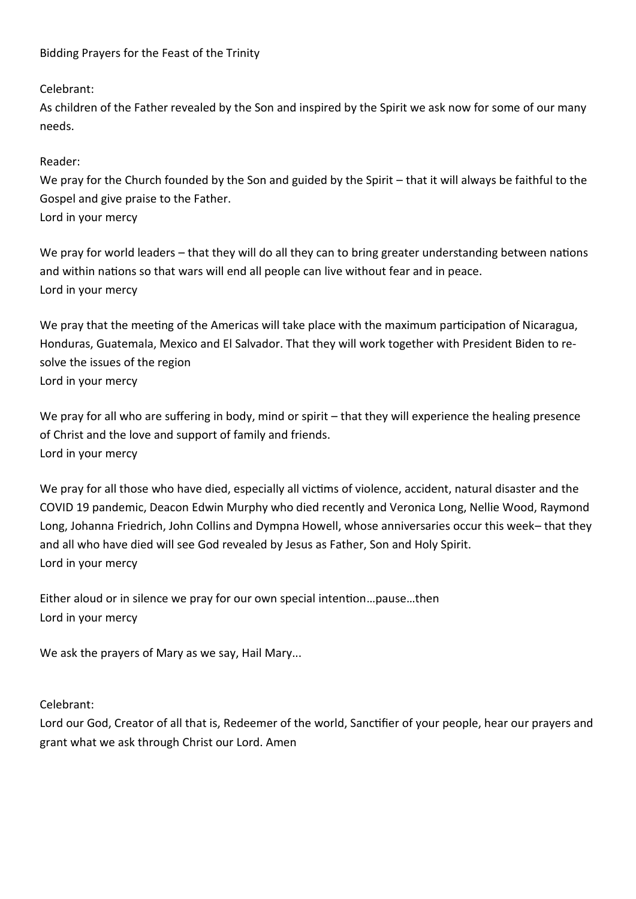Bidding Prayers for the Feast of the Trinity

Celebrant:
As children of the Father revealed by the Son and inspired by the Spirit we ask now for some of our many needs.

Reader:
We pray for the Church founded by the Son and guided by the Spirit – that it will always be faithful to the Gospel and give praise to the Father.
Lord in your mercy

We pray for world leaders – that they will do all they can to bring greater understanding between nations and within nations so that wars will end all people can live without fear and in peace.
Lord in your mercy

We pray that the meeting of the Americas will take place with the maximum participation of Nicaragua, Honduras, Guatemala, Mexico and El Salvador. That they will work together with President Biden to resolve the issues of the region
Lord in your mercy

We pray for all who are suffering in body, mind or spirit – that they will experience the healing presence of Christ and the love and support of family and friends.
Lord in your mercy

We pray for all those who have died, especially all victims of violence, accident, natural disaster and the COVID 19 pandemic, Deacon Edwin Murphy who died recently and Veronica Long, Nellie Wood, Raymond Long, Johanna Friedrich, John Collins and Dympna Howell, whose anniversaries occur this week– that they and all who have died will see God revealed by Jesus as Father, Son and Holy Spirit.
Lord in your mercy

Either aloud or in silence we pray for our own special intention…pause…then
Lord in your mercy

We ask the prayers of Mary as we say, Hail Mary...

Celebrant:
Lord our God, Creator of all that is, Redeemer of the world, Sanctifier of your people, hear our prayers and grant what we ask through Christ our Lord. Amen